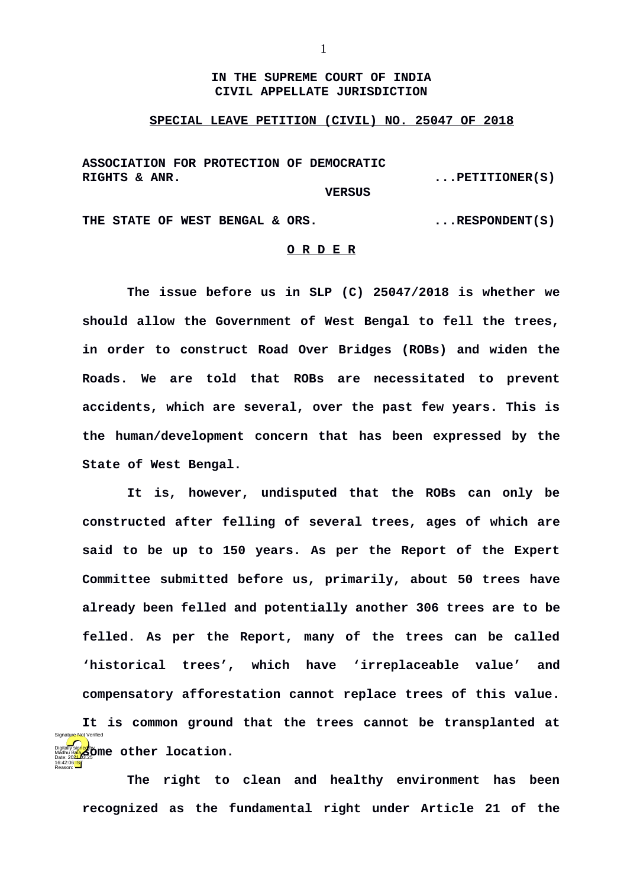**IN THE SUPREME COURT OF INDIA**
**CIVIL APPELLATE JURISDICTION**

**SPECIAL LEAVE PETITION (CIVIL) NO. 25047 OF 2018**

**ASSOCIATION FOR PROTECTION OF DEMOCRATIC RIGHTS & ANR.** ...**PETITIONER(S)**

**VERSUS**

**THE STATE OF WEST BENGAL & ORS.** ...**RESPONDENT(S)**

**O R D E R**

**The issue before us in SLP (C) 25047/2018 is whether we should allow the Government of West Bengal to fell the trees, in order to construct Road Over Bridges (ROBs) and widen the Roads. We are told that ROBs are necessitated to prevent accidents, which are several, over the past few years. This is the human/development concern that has been expressed by the State of West Bengal.**

**It is, however, undisputed that the ROBs can only be constructed after felling of several trees, ages of which are said to be up to 150 years. As per the Report of the Expert Committee submitted before us, primarily, about 50 trees have already been felled and potentially another 306 trees are to be felled. As per the Report, many of the trees can be called 'historical trees', which have 'irreplaceable value' and compensatory afforestation cannot replace trees of this value. It is common ground that the trees cannot be transplanted at some other location.**

**The right to clean and healthy environment has been recognized as the fundamental right under Article 21 of the**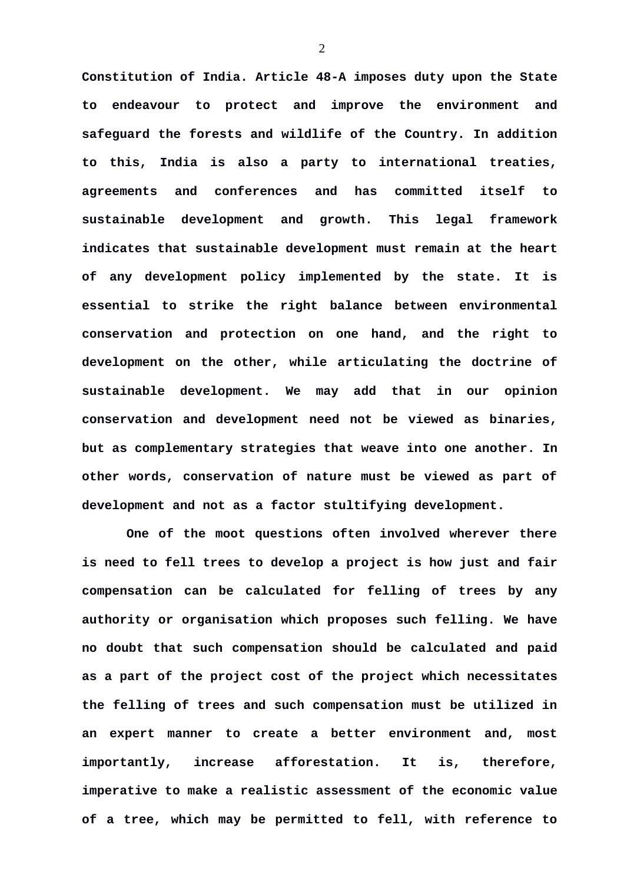**Constitution of India. Article 48-A imposes duty upon the State to endeavour to protect and improve the environment and safeguard the forests and wildlife of the Country. In addition to this, India is also a party to international treaties, agreements and conferences and has committed itself to sustainable development and growth. This legal framework indicates that sustainable development must remain at the heart of any development policy implemented by the state. It is essential to strike the right balance between environmental conservation and protection on one hand, and the right to development on the other, while articulating the doctrine of sustainable development. We may add that in our opinion conservation and development need not be viewed as binaries, but as complementary strategies that weave into one another. In other words, conservation of nature must be viewed as part of development and not as a factor stultifying development.**

**One of the moot questions often involved wherever there is need to fell trees to develop a project is how just and fair compensation can be calculated for felling of trees by any authority or organisation which proposes such felling. We have no doubt that such compensation should be calculated and paid as a part of the project cost of the project which necessitates the felling of trees and such compensation must be utilized in an expert manner to create a better environment and, most importantly, increase afforestation. It is, therefore, imperative to make a realistic assessment of the economic value of a tree, which may be permitted to fell, with reference to**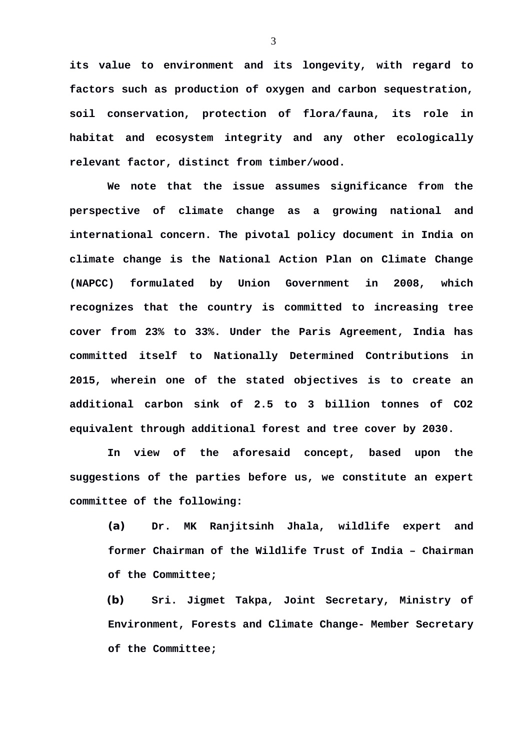**its value to environment and its longevity, with regard to factors such as production of oxygen and carbon sequestration, soil conservation, protection of flora/fauna, its role in habitat and ecosystem integrity and any other ecologically relevant factor, distinct from timber/wood.**

**We note that the issue assumes significance from the perspective of climate change as a growing national and international concern. The pivotal policy document in India on climate change is the National Action Plan on Climate Change (NAPCC) formulated by Union Government in 2008, which recognizes that the country is committed to increasing tree cover from 23% to 33%. Under the Paris Agreement, India has committed itself to Nationally Determined Contributions in 2015, wherein one of the stated objectives is to create an additional carbon sink of 2.5 to 3 billion tonnes of CO2 equivalent through additional forest and tree cover by 2030.**

**In view of the aforesaid concept, based upon the suggestions of the parties before us, we constitute an expert committee of the following:**

**(a) Dr. MK Ranjitsinh Jhala, wildlife expert and former Chairman of the Wildlife Trust of India – Chairman of the Committee;**

**(b) Sri. Jigmet Takpa, Joint Secretary, Ministry of Environment, Forests and Climate Change- Member Secretary of the Committee;**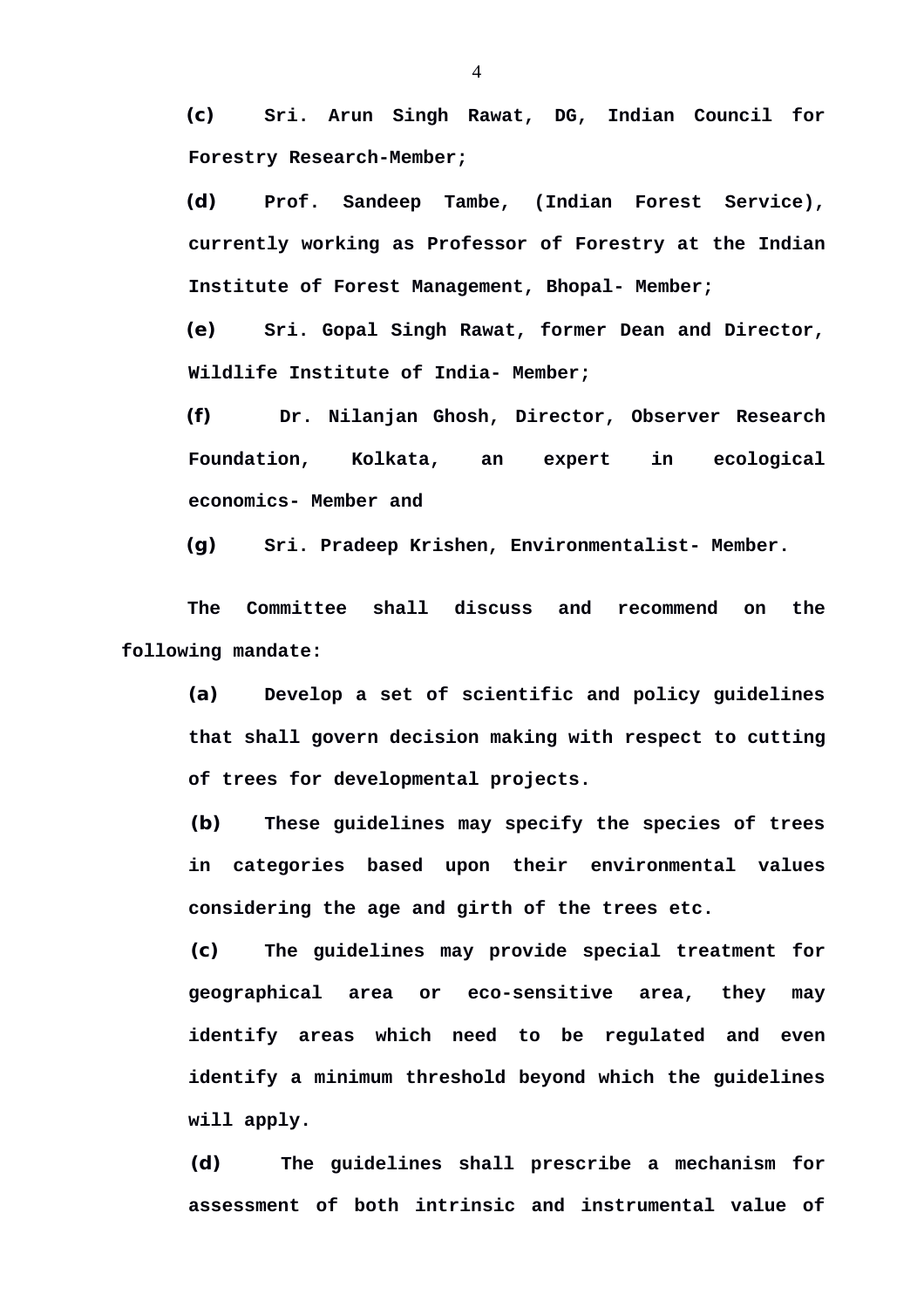**(c)** **Sri. Arun Singh Rawat, DG, Indian Council for Forestry Research-Member;**

**(d)** **Prof. Sandeep Tambe, (Indian Forest Service), currently working as Professor of Forestry at the Indian Institute of Forest Management, Bhopal- Member;**

**(e)** **Sri. Gopal Singh Rawat, former Dean and Director, Wildlife Institute of India- Member;**

**(f)** **Dr. Nilanjan Ghosh, Director, Observer Research Foundation, Kolkata, an expert in ecological economics- Member and**

**(g)** **Sri. Pradeep Krishen, Environmentalist- Member.**

**The Committee shall discuss and recommend on the following mandate:**

**(a)** **Develop a set of scientific and policy guidelines that shall govern decision making with respect to cutting of trees for developmental projects.**

**(b)** **These guidelines may specify the species of trees in categories based upon their environmental values considering the age and girth of the trees etc.**

**(c)** **The guidelines may provide special treatment for geographical area or eco-sensitive area, they may identify areas which need to be regulated and even identify a minimum threshold beyond which the guidelines will apply.**

**(d)** **The guidelines shall prescribe a mechanism for assessment of both intrinsic and instrumental value of**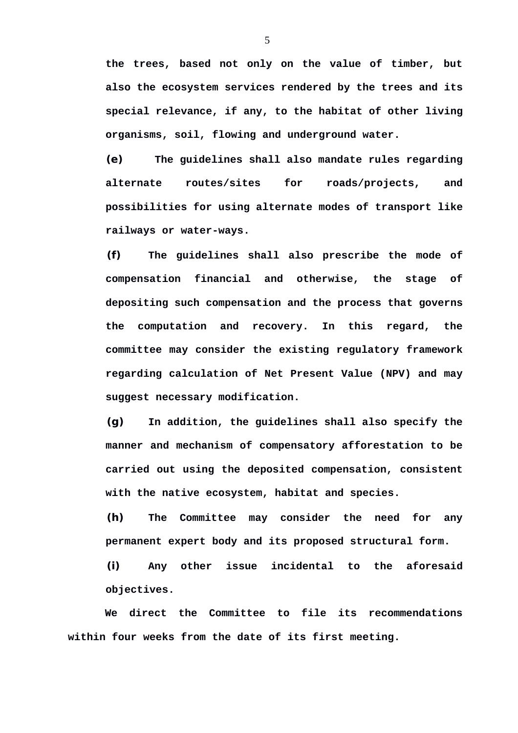**the trees, based not only on the value of timber, but also the ecosystem services rendered by the trees and its special relevance, if any, to the habitat of other living organisms, soil, flowing and underground water.**

**(e) The guidelines shall also mandate rules regarding alternate routes/sites for roads/projects, and possibilities for using alternate modes of transport like railways or water-ways.**

**(f) The guidelines shall also prescribe the mode of compensation financial and otherwise, the stage of depositing such compensation and the process that governs the computation and recovery. In this regard, the committee may consider the existing regulatory framework regarding calculation of Net Present Value (NPV) and may suggest necessary modification.**

**(g) In addition, the guidelines shall also specify the manner and mechanism of compensatory afforestation to be carried out using the deposited compensation, consistent with the native ecosystem, habitat and species.**

**(h) The Committee may consider the need for any permanent expert body and its proposed structural form.**

**(i) Any other issue incidental to the aforesaid objectives.**

**We direct the Committee to file its recommendations within four weeks from the date of its first meeting.**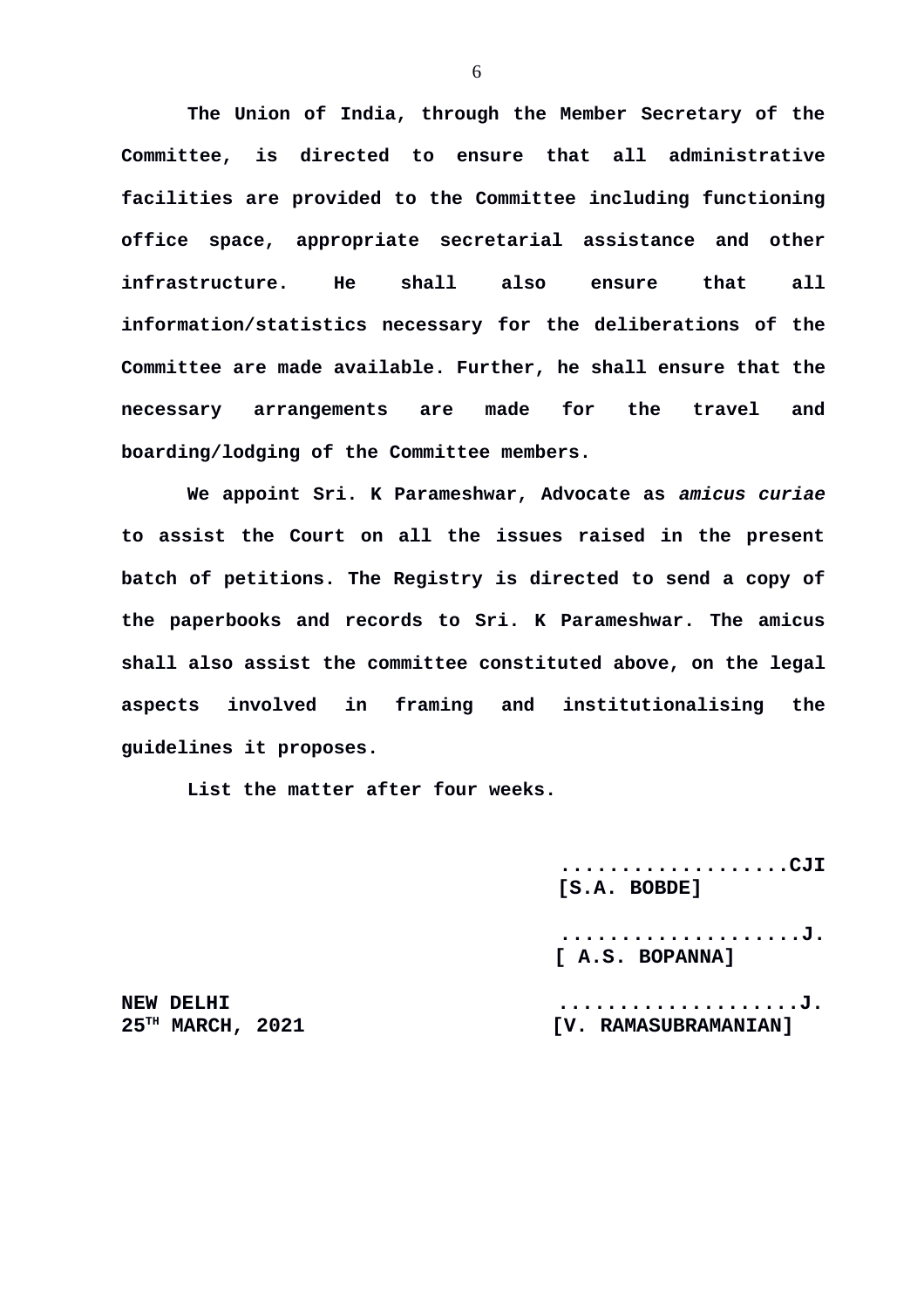**The Union of India, through the Member Secretary of the Committee, is directed to ensure that all administrative facilities are provided to the Committee including functioning office space, appropriate secretarial assistance and other infrastructure. He shall also ensure that all information/statistics necessary for the deliberations of the Committee are made available. Further, he shall ensure that the necessary arrangements are made for the travel and boarding/lodging of the Committee members.**

**We appoint Sri. K Parameshwar, Advocate as *amicus curiae* to assist the Court on all the issues raised in the present batch of petitions. The Registry is directed to send a copy of the paperbooks and records to Sri. K Parameshwar. The amicus shall also assist the committee constituted above, on the legal aspects involved in framing and institutionalising the guidelines it proposes.**

**List the matter after four weeks.**

**...................CJI**
**[S.A. BOBDE]**

**....................J.**
**[ A.S. BOPANNA]**

**NEW DELHI**
**25TH MARCH, 2021**

**....................J.**
**[V. RAMASUBRAMANIAN]**